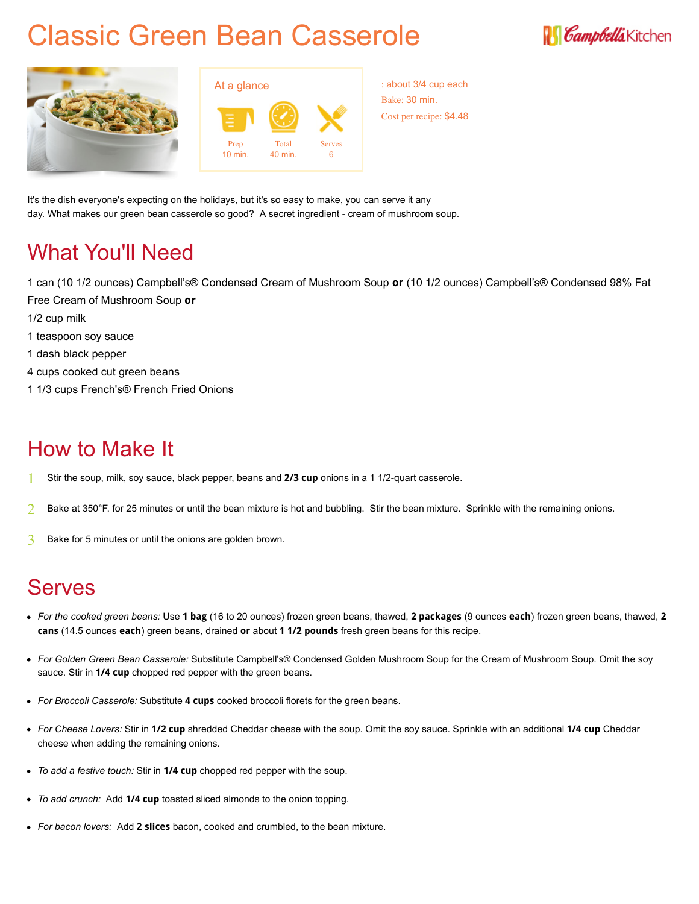# Classic Green Bean Casserole

Campbell's Kitchen

At a glance

Prep 10 min. | Total 40 min. | Serves 6

: about 3/4 cup each
Bake: 30 min.
Cost per recipe: $4.48

It's the dish everyone's expecting on the holidays, but it's so easy to make, you can serve it any day. What makes our green bean casserole so good? A secret ingredient - cream of mushroom soup.

## What You'll Need

1 can (10 1/2 ounces) Campbell's® Condensed Cream of Mushroom Soup **or** (10 1/2 ounces) Campbell's® Condensed 98% Fat Free Cream of Mushroom Soup **or**
1/2 cup milk
1 teaspoon soy sauce
1 dash black pepper
4 cups cooked cut green beans
1 1/3 cups French's® French Fried Onions

## How to Make It

1. Stir the soup, milk, soy sauce, black pepper, beans and **2/3 cup** onions in a 1 1/2-quart casserole.
2. Bake at 350°F. for 25 minutes or until the bean mixture is hot and bubbling. Stir the bean mixture. Sprinkle with the remaining onions.
3. Bake for 5 minutes or until the onions are golden brown.

## Serves

- *For the cooked green beans:* Use **1 bag** (16 to 20 ounces) frozen green beans, thawed, **2 packages** (9 ounces **each**) frozen green beans, thawed, **2 cans** (14.5 ounces **each**) green beans, drained **or** about **1 1/2 pounds** fresh green beans for this recipe.
- *For Golden Green Bean Casserole:* Substitute Campbell's® Condensed Golden Mushroom Soup for the Cream of Mushroom Soup. Omit the soy sauce. Stir in **1/4 cup** chopped red pepper with the green beans.
- *For Broccoli Casserole:* Substitute **4 cups** cooked broccoli florets for the green beans.
- *For Cheese Lovers:* Stir in **1/2 cup** shredded Cheddar cheese with the soup. Omit the soy sauce. Sprinkle with an additional **1/4 cup** Cheddar cheese when adding the remaining onions.
- *To add a festive touch:* Stir in **1/4 cup** chopped red pepper with the soup.
- *To add crunch:* Add **1/4 cup** toasted sliced almonds to the onion topping.
- *For bacon lovers:* Add **2 slices** bacon, cooked and crumbled, to the bean mixture.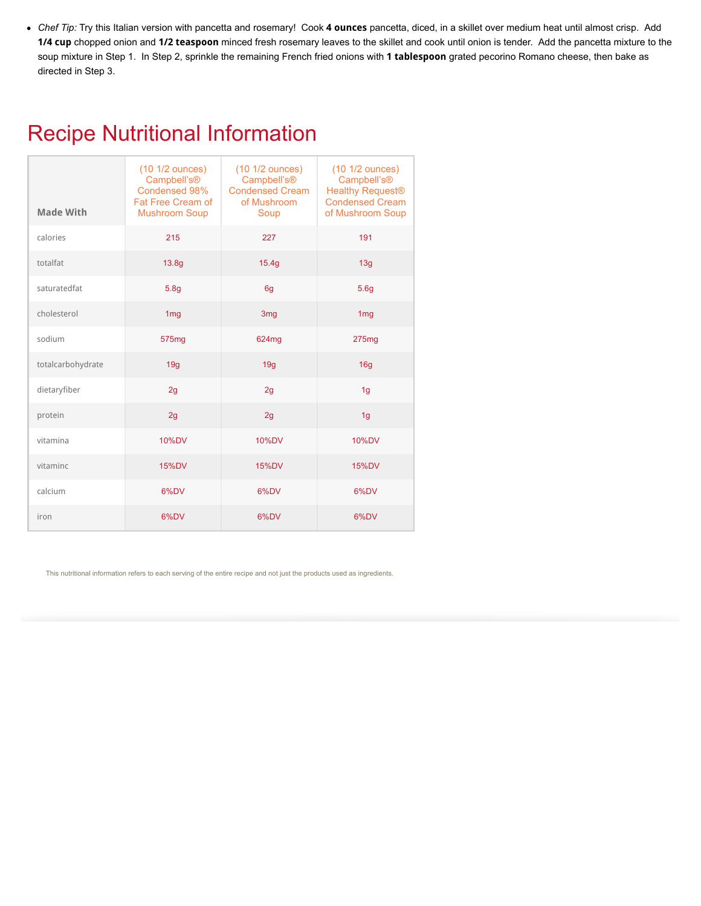- *Chef Tip:* Try this Italian version with pancetta and rosemary! Cook **4 ounces** pancetta, diced, in a skillet over medium heat until almost crisp. Add **1/4 cup** chopped onion and **1/2 teaspoon** minced fresh rosemary leaves to the skillet and cook until onion is tender. Add the pancetta mixture to the soup mixture in Step 1. In Step 2, sprinkle the remaining French fried onions with **1 tablespoon** grated pecorino Romano cheese, then bake as directed in Step 3.

# Recipe Nutritional Information

| Made With | (10 1/2 ounces) Campbell's® Condensed 98% Fat Free Cream of Mushroom Soup | (10 1/2 ounces) Campbell's® Condensed Cream of Mushroom Soup | (10 1/2 ounces) Campbell's® Healthy Request® Condensed Cream of Mushroom Soup |
|---|---|---|---|
| calories | 215 | 227 | 191 |
| totalfat | 13.8g | 15.4g | 13g |
| saturatedfat | 5.8g | 6g | 5.6g |
| cholesterol | 1mg | 3mg | 1mg |
| sodium | 575mg | 624mg | 275mg |
| totalcarbohydrate | 19g | 19g | 16g |
| dietaryfiber | 2g | 2g | 1g |
| protein | 2g | 2g | 1g |
| vitamina | 10%DV | 10%DV | 10%DV |
| vitaminc | 15%DV | 15%DV | 15%DV |
| calcium | 6%DV | 6%DV | 6%DV |
| iron | 6%DV | 6%DV | 6%DV |

This nutritional information refers to each serving of the entire recipe and not just the products used as ingredients.